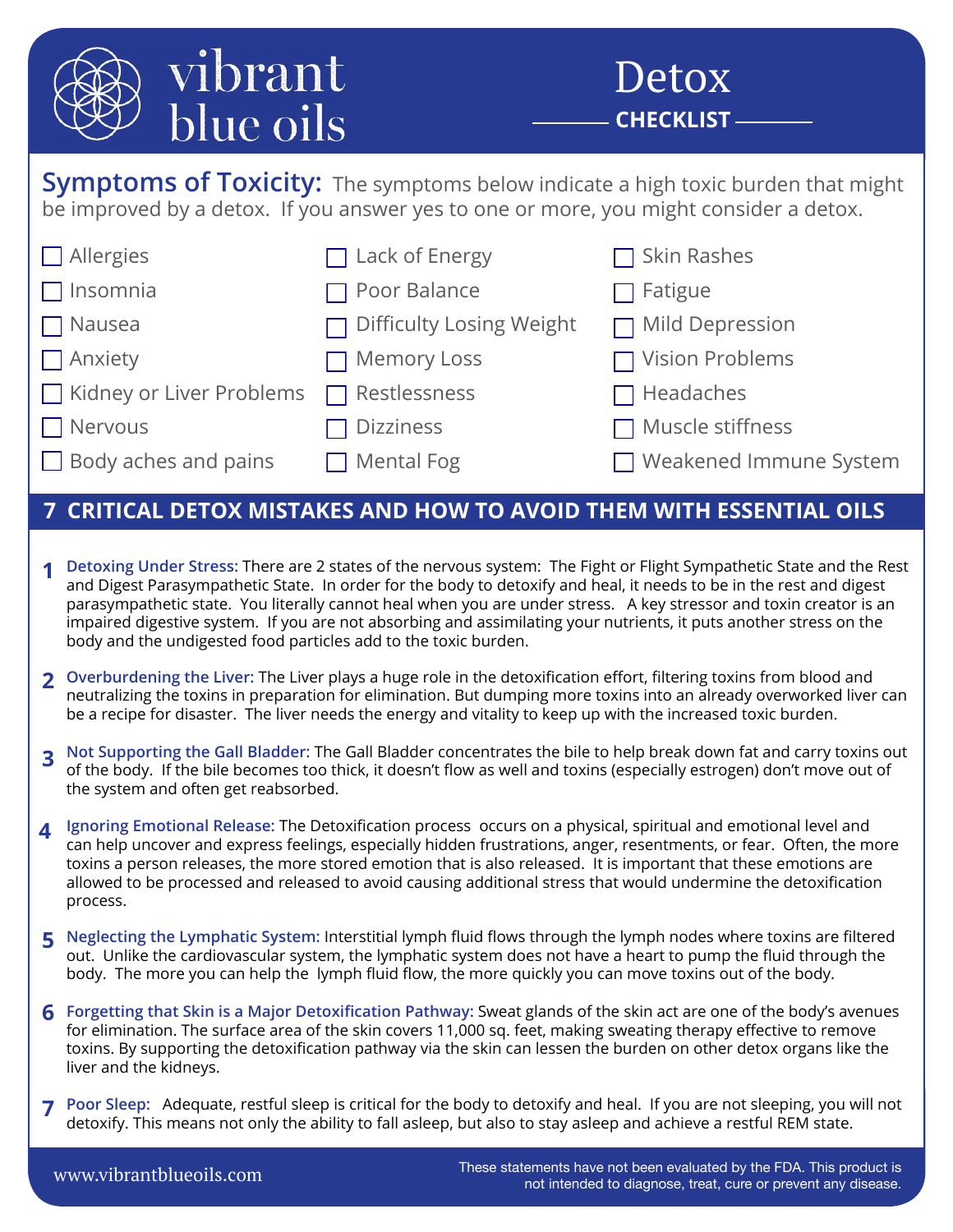# vibrant blue oils

# Detox CHECKLIST

## Symptoms of Toxicity:

The symptoms below indicate a high toxic burden that might be improved by a detox. If you answer yes to one or more, you might consider a detox.

- ☐ Allergies
- ☐ Insomnia
- ☐ Nausea
- ☐ Anxiety
- ☐ Kidney or Liver Problems
- ☐ Nervous
- ☐ Body aches and pains
- ☐ Lack of Energy
- ☐ Poor Balance
- ☐ Difficulty Losing Weight
- ☐ Memory Loss
- ☐ Restlessness
- ☐ Dizziness
- ☐ Mental Fog
- ☐ Skin Rashes
- ☐ Fatigue
- ☐ Mild Depression
- ☐ Vision Problems
- ☐ Headaches
- ☐ Muscle stiffness
- ☐ Weakened Immune System

## 7 CRITICAL DETOX MISTAKES AND HOW TO AVOID THEM WITH ESSENTIAL OILS

1. **Detoxing Under Stress:** There are 2 states of the nervous system: The Fight or Flight Sympathetic State and the Rest and Digest Parasympathetic State. In order for the body to detoxify and heal, it needs to be in the rest and digest parasympathetic state. You literally cannot heal when you are under stress. A key stressor and toxin creator is an impaired digestive system. If you are not absorbing and assimilating your nutrients, it puts another stress on the body and the undigested food particles add to the toxic burden.

2. **Overburdening the Liver:** The Liver plays a huge role in the detoxification effort, filtering toxins from blood and neutralizing the toxins in preparation for elimination. But dumping more toxins into an already overworked liver can be a recipe for disaster. The liver needs the energy and vitality to keep up with the increased toxic burden.

3. **Not Supporting the Gall Bladder:** The Gall Bladder concentrates the bile to help break down fat and carry toxins out of the body. If the bile becomes too thick, it doesn't flow as well and toxins (especially estrogen) don't move out of the system and often get reabsorbed.

4. **Ignoring Emotional Release:** The Detoxification process occurs on a physical, spiritual and emotional level and can help uncover and express feelings, especially hidden frustrations, anger, resentments, or fear. Often, the more toxins a person releases, the more stored emotion that is also released. It is important that these emotions are allowed to be processed and released to avoid causing additional stress that would undermine the detoxification process.

5. **Neglecting the Lymphatic System:** Interstitial lymph fluid flows through the lymph nodes where toxins are filtered out. Unlike the cardiovascular system, the lymphatic system does not have a heart to pump the fluid through the body. The more you can help the lymph fluid flow, the more quickly you can move toxins out of the body.

6. **Forgetting that Skin is a Major Detoxification Pathway:** Sweat glands of the skin act are one of the body's avenues for elimination. The surface area of the skin covers 11,000 sq. feet, making sweating therapy effective to remove toxins. By supporting the detoxification pathway via the skin can lessen the burden on other detox organs like the liver and the kidneys.

7. **Poor Sleep:** Adequate, restful sleep is critical for the body to detoxify and heal. If you are not sleeping, you will not detoxify. This means not only the ability to fall asleep, but also to stay asleep and achieve a restful REM state.

www.vibrantblueoils.com

These statements have not been evaluated by the FDA. This product is not intended to diagnose, treat, cure or prevent any disease.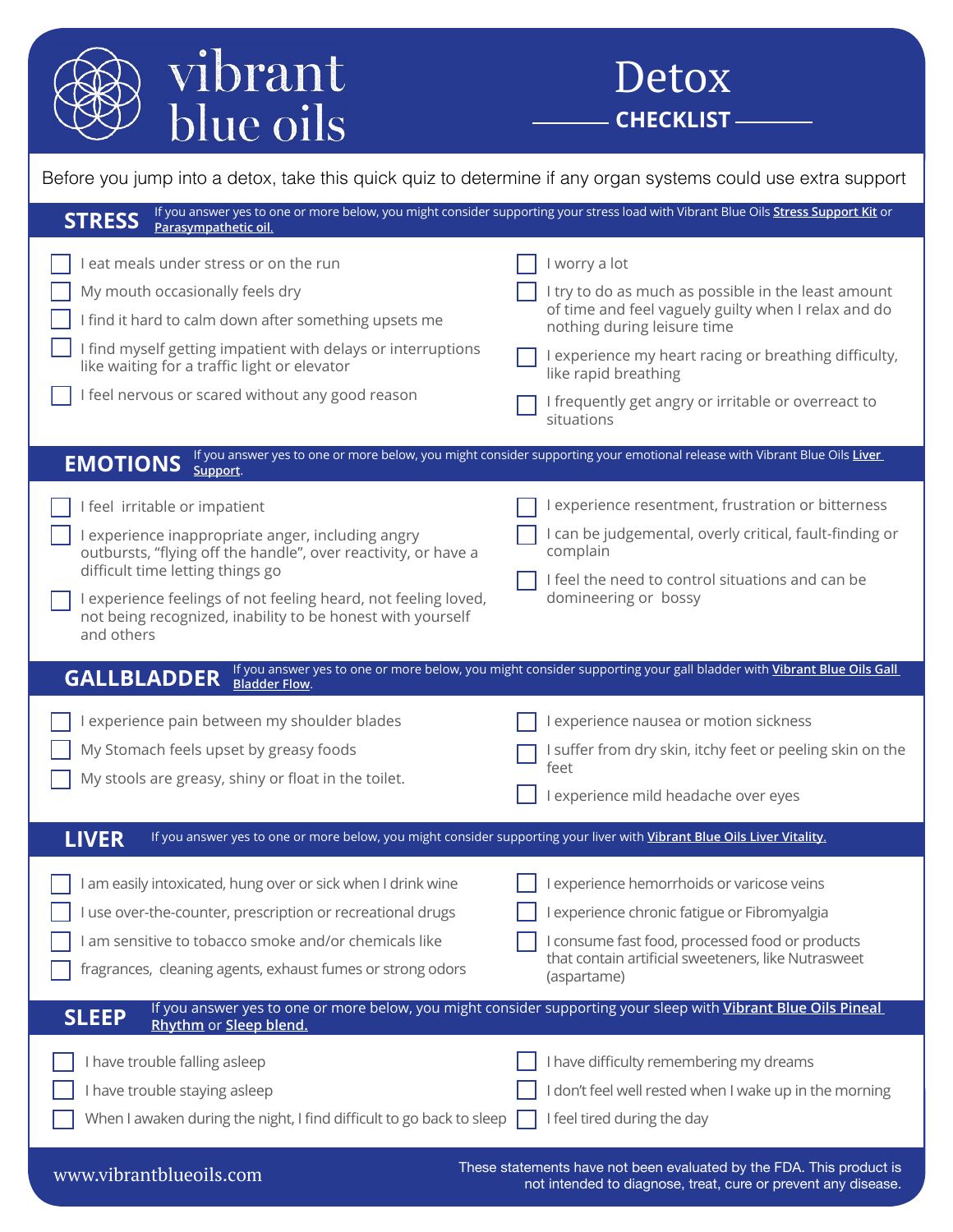# vibrant blue oils

## Detox CHECKLIST

Before you jump into a detox, take this quick quiz to determine if any organ systems could use extra support

## STRESS

If you answer yes to one or more below, you might consider supporting your stress load with Vibrant Blue Oils **Stress Support Kit** or **Parasympathetic oil.**

- [ ] I eat meals under stress or on the run
- [ ] My mouth occasionally feels dry
- [ ] I find it hard to calm down after something upsets me
- [ ] I find myself getting impatient with delays or interruptions like waiting for a traffic light or elevator
- [ ] I feel nervous or scared without any good reason
- [ ] I worry a lot
- [ ] I try to do as much as possible in the least amount of time and feel vaguely guilty when I relax and do nothing during leisure time
- [ ] I experience my heart racing or breathing difficulty, like rapid breathing
- [ ] I frequently get angry or irritable or overreact to situations

## EMOTIONS

If you answer yes to one or more below, you might consider supporting your emotional release with Vibrant Blue Oils **Liver Support**.

- [ ] I feel irritable or impatient
- [ ] I experience inappropriate anger, including angry outbursts, "flying off the handle", over reactivity, or have a difficult time letting things go
- [ ] I experience feelings of not feeling heard, not feeling loved, not being recognized, inability to be honest with yourself and others
- [ ] I experience resentment, frustration or bitterness
- [ ] I can be judgemental, overly critical, fault-finding or complain
- [ ] I feel the need to control situations and can be domineering or bossy

## GALLBLADDER

If you answer yes to one or more below, you might consider supporting your gall bladder with **Vibrant Blue Oils Gall Bladder Flow**.

- [ ] I experience pain between my shoulder blades
- [ ] My Stomach feels upset by greasy foods
- [ ] My stools are greasy, shiny or float in the toilet.
- [ ] I experience nausea or motion sickness
- [ ] I suffer from dry skin, itchy feet or peeling skin on the feet
- [ ] I experience mild headache over eyes

## LIVER

If you answer yes to one or more below, you might consider supporting your liver with **Vibrant Blue Oils Liver Vitality.**

- [ ] I am easily intoxicated, hung over or sick when I drink wine
- [ ] I use over-the-counter, prescription or recreational drugs
- [ ] I am sensitive to tobacco smoke and/or chemicals like
- [ ] fragrances, cleaning agents, exhaust fumes or strong odors
- [ ] I experience hemorrhoids or varicose veins
- [ ] I experience chronic fatigue or Fibromyalgia
- [ ] I consume fast food, processed food or products that contain artificial sweeteners, like Nutrasweet (aspartame)

## SLEEP

If you answer yes to one or more below, you might consider supporting your sleep with **Vibrant Blue Oils Pineal Rhythm** or **Sleep blend.**

- [ ] I have trouble falling asleep
- [ ] I have trouble staying asleep
- [ ] When I awaken during the night, I find difficult to go back to sleep
- [ ] I have difficulty remembering my dreams
- [ ] I don't feel well rested when I wake up in the morning
- [ ] I feel tired during the day

www.vibrantblueoils.com

These statements have not been evaluated by the FDA. This product is not intended to diagnose, treat, cure or prevent any disease.